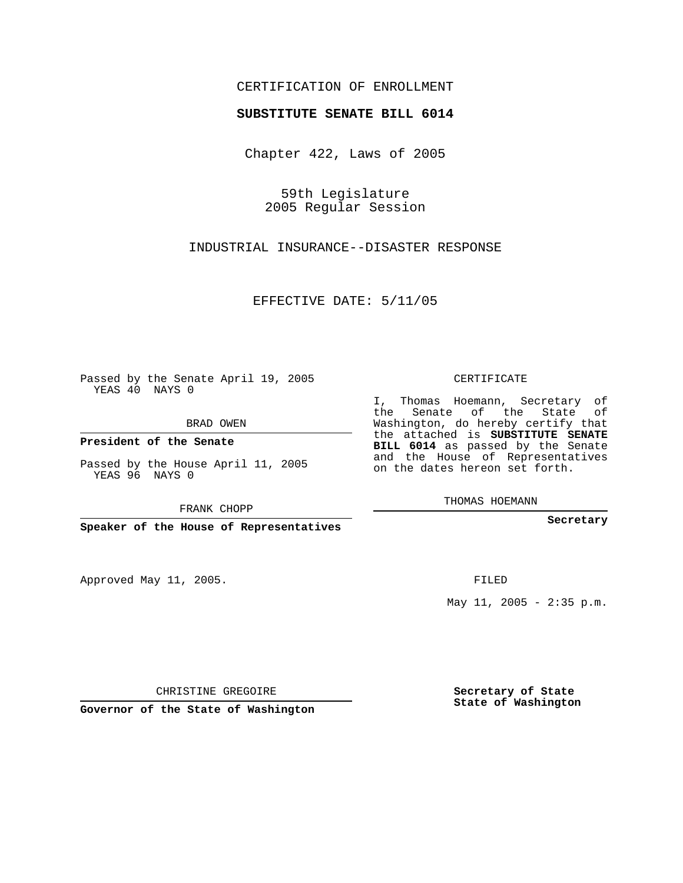CERTIFICATION OF ENROLLMENT

**SUBSTITUTE SENATE BILL 6014**

Chapter 422, Laws of 2005

59th Legislature
2005 Regular Session

INDUSTRIAL INSURANCE--DISASTER RESPONSE

EFFECTIVE DATE: 5/11/05

Passed by the Senate April 19, 2005
YEAS 40 NAYS 0

BRAD OWEN

**President of the Senate**

Passed by the House April 11, 2005
YEAS 96 NAYS 0

FRANK CHOPP

**Speaker of the House of Representatives**

CERTIFICATE

I, Thomas Hoemann, Secretary of the Senate of the State of Washington, do hereby certify that the attached is **SUBSTITUTE SENATE BILL 6014** as passed by the Senate and the House of Representatives on the dates hereon set forth.

THOMAS HOEMANN

**Secretary**

Approved May 11, 2005.

FILED

May 11, 2005 - 2:35 p.m.

CHRISTINE GREGOIRE

**Governor of the State of Washington**

**Secretary of State**
**State of Washington**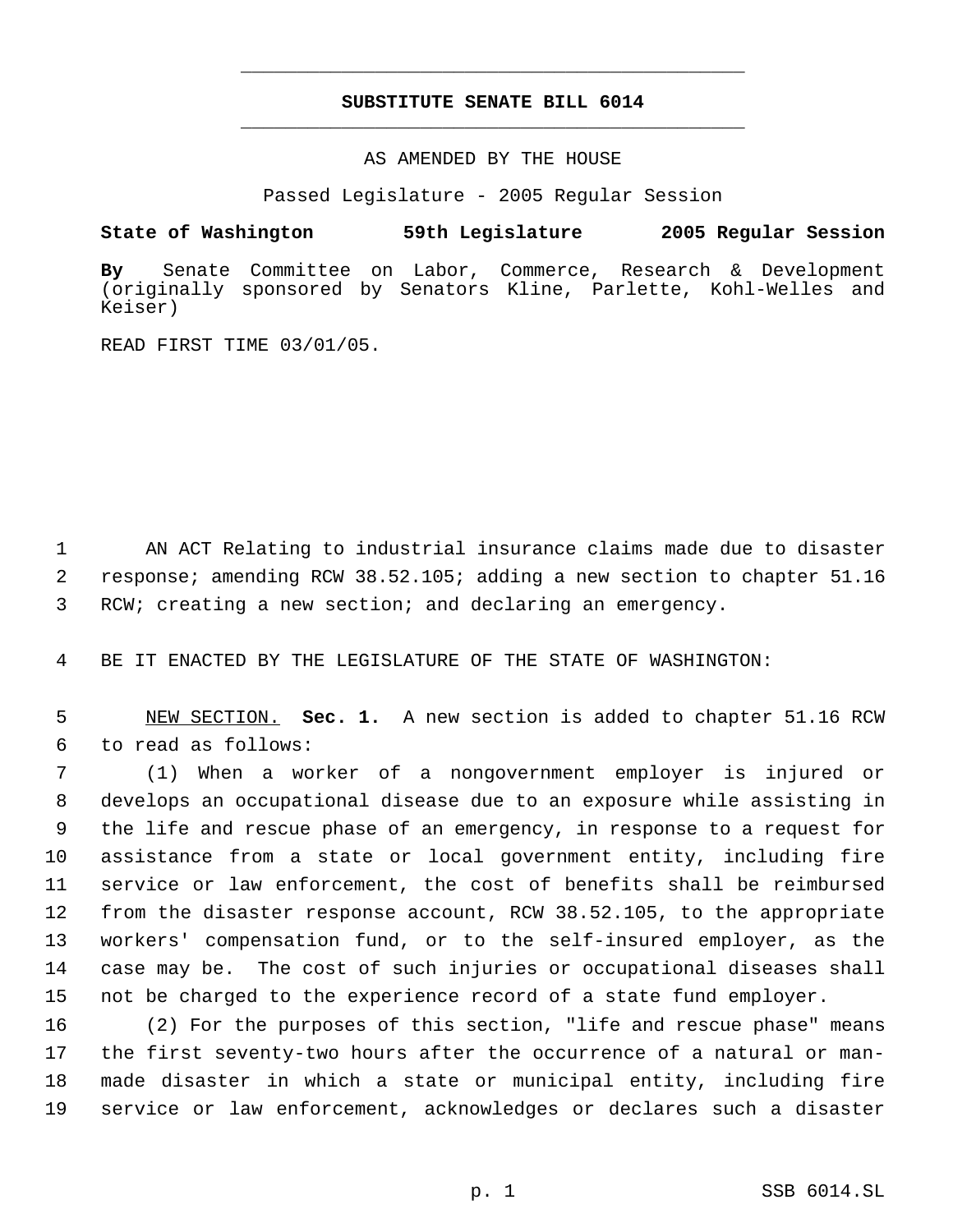# SUBSTITUTE SENATE BILL 6014

AS AMENDED BY THE HOUSE

Passed Legislature - 2005 Regular Session

**State of Washington 59th Legislature 2005 Regular Session**

**By** Senate Committee on Labor, Commerce, Research & Development (originally sponsored by Senators Kline, Parlette, Kohl-Welles and Keiser)

READ FIRST TIME 03/01/05.

1 AN ACT Relating to industrial insurance claims made due to disaster
2 response; amending RCW 38.52.105; adding a new section to chapter 51.16
3 RCW; creating a new section; and declaring an emergency.

4 BE IT ENACTED BY THE LEGISLATURE OF THE STATE OF WASHINGTON:

5 NEW SECTION. **Sec. 1.** A new section is added to chapter 51.16 RCW
6 to read as follows:

7 (1) When a worker of a nongovernment employer is injured or
8 develops an occupational disease due to an exposure while assisting in
9 the life and rescue phase of an emergency, in response to a request for
10 assistance from a state or local government entity, including fire
11 service or law enforcement, the cost of benefits shall be reimbursed
12 from the disaster response account, RCW 38.52.105, to the appropriate
13 workers' compensation fund, or to the self-insured employer, as the
14 case may be. The cost of such injuries or occupational diseases shall
15 not be charged to the experience record of a state fund employer.

16 (2) For the purposes of this section, "life and rescue phase" means
17 the first seventy-two hours after the occurrence of a natural or man-
18 made disaster in which a state or municipal entity, including fire
19 service or law enforcement, acknowledges or declares such a disaster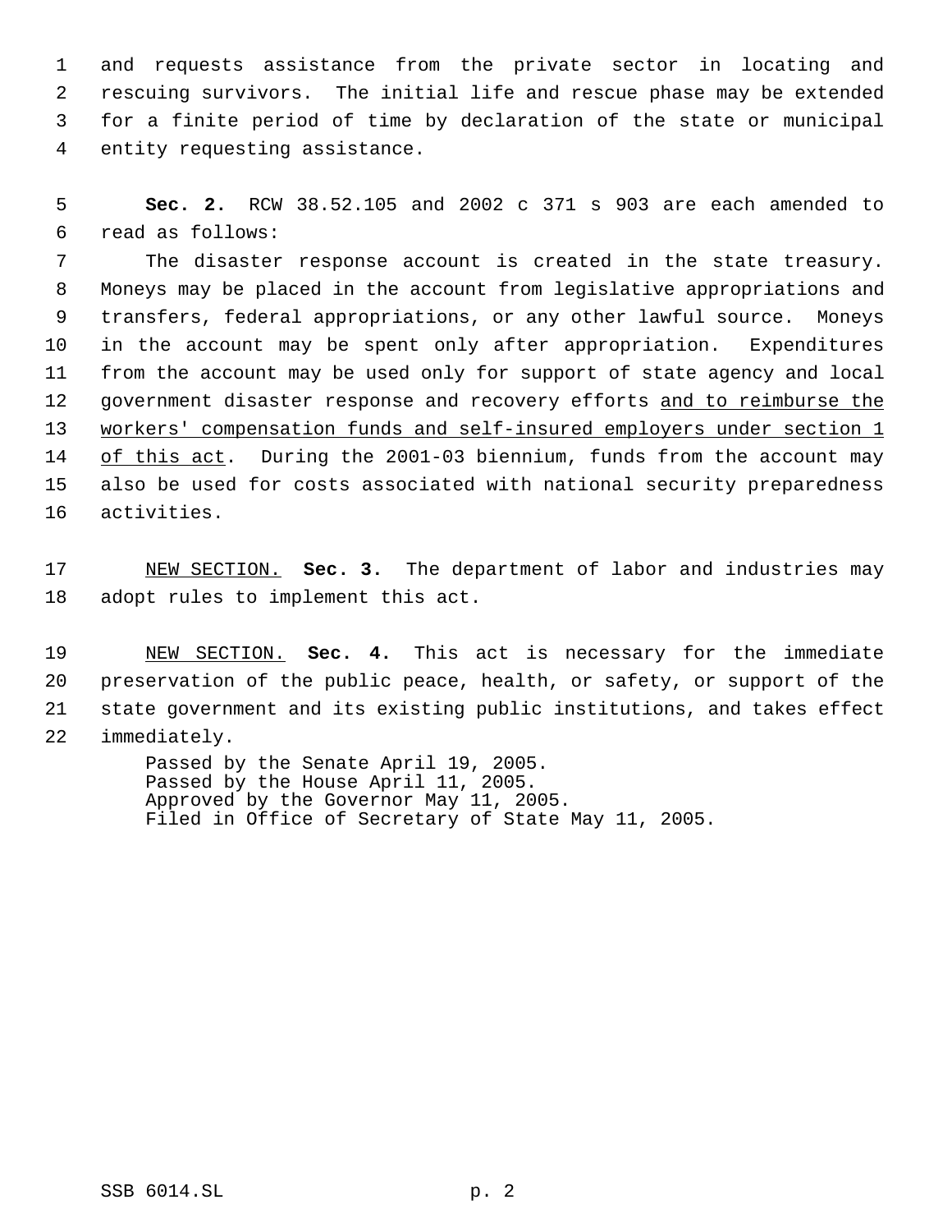and requests assistance from the private sector in locating and rescuing survivors. The initial life and rescue phase may be extended for a finite period of time by declaration of the state or municipal entity requesting assistance.

**Sec. 2.** RCW 38.52.105 and 2002 c 371 s 903 are each amended to read as follows:

The disaster response account is created in the state treasury. Moneys may be placed in the account from legislative appropriations and transfers, federal appropriations, or any other lawful source. Moneys in the account may be spent only after appropriation. Expenditures from the account may be used only for support of state agency and local government disaster response and recovery efforts <u>and to reimburse the workers' compensation funds and self-insured employers under section 1 of this act</u>. During the 2001-03 biennium, funds from the account may also be used for costs associated with national security preparedness activities.

<u>NEW SECTION.</u> **Sec. 3.** The department of labor and industries may adopt rules to implement this act.

<u>NEW SECTION.</u> **Sec. 4.** This act is necessary for the immediate preservation of the public peace, health, or safety, or support of the state government and its existing public institutions, and takes effect immediately.

Passed by the Senate April 19, 2005.
Passed by the House April 11, 2005.
Approved by the Governor May 11, 2005.
Filed in Office of Secretary of State May 11, 2005.